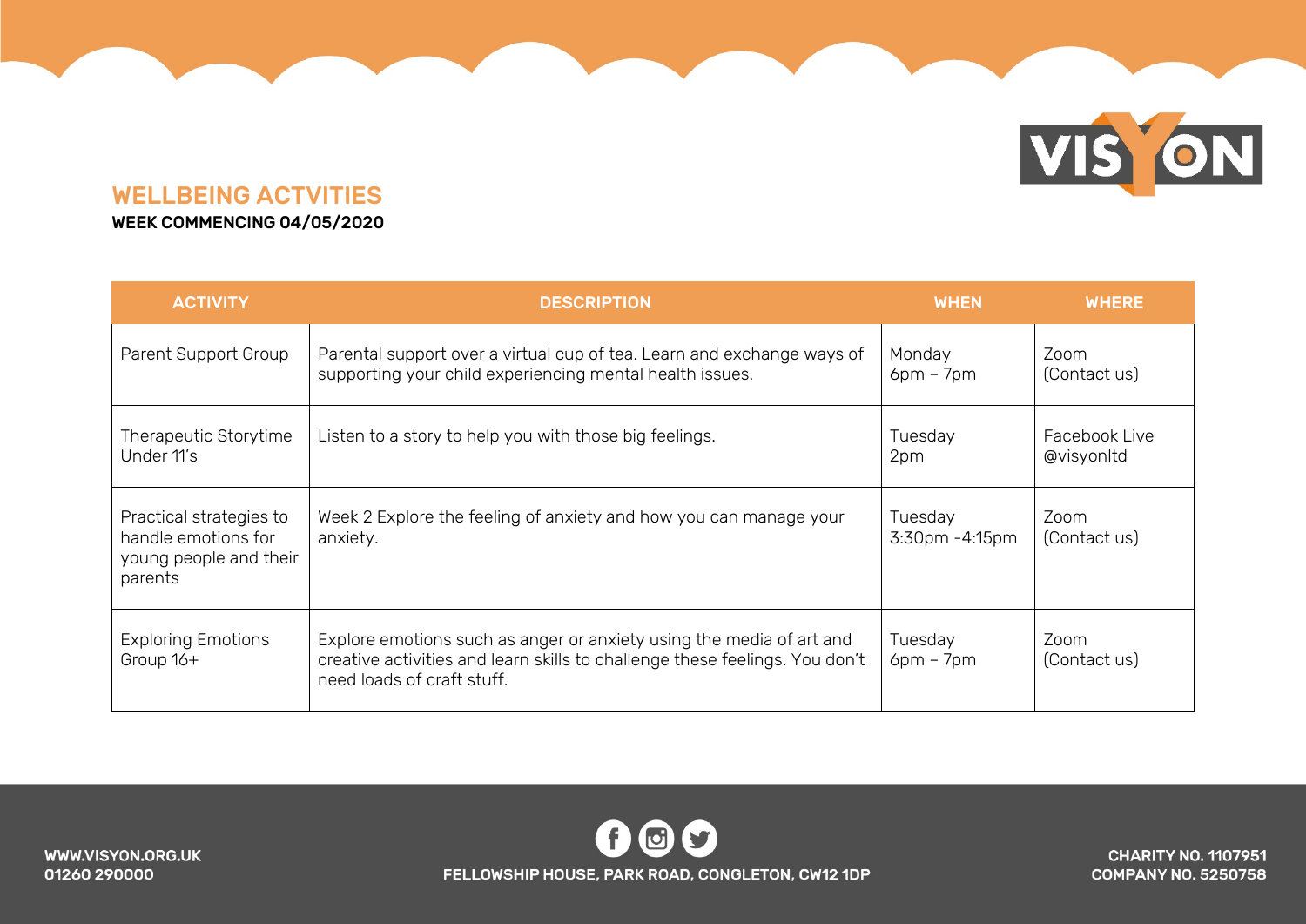## WELLBEING ACTVITIES

**WEEK COMMENCING 04/05/2020**

| ACTIVITY | DESCRIPTION | WHEN | WHERE |
|---|---|---|---|
| Parent Support Group | Parental support over a virtual cup of tea. Learn and exchange ways of supporting your child experiencing mental health issues. | Monday 6pm – 7pm | Zoom (Contact us) |
| Therapeutic Storytime Under 11's | Listen to a story to help you with those big feelings. | Tuesday 2pm | Facebook Live @visyonltd |
| Practical strategies to handle emotions for young people and their parents | Week 2 Explore the feeling of anxiety and how you can manage your anxiety. | Tuesday 3:30pm -4:15pm | Zoom (Contact us) |
| Exploring Emotions Group 16+ | Explore emotions such as anger or anxiety using the media of art and creative activities and learn skills to challenge these feelings. You don't need loads of craft stuff. | Tuesday 6pm – 7pm | Zoom (Contact us) |

**WWW.VISYON.ORG.UK**
**01260 290000**

**FELLOWSHIP HOUSE, PARK ROAD, CONGLETON, CW12 1DP**

**CHARITY NO. 1107951**
**COMPANY NO. 5250758**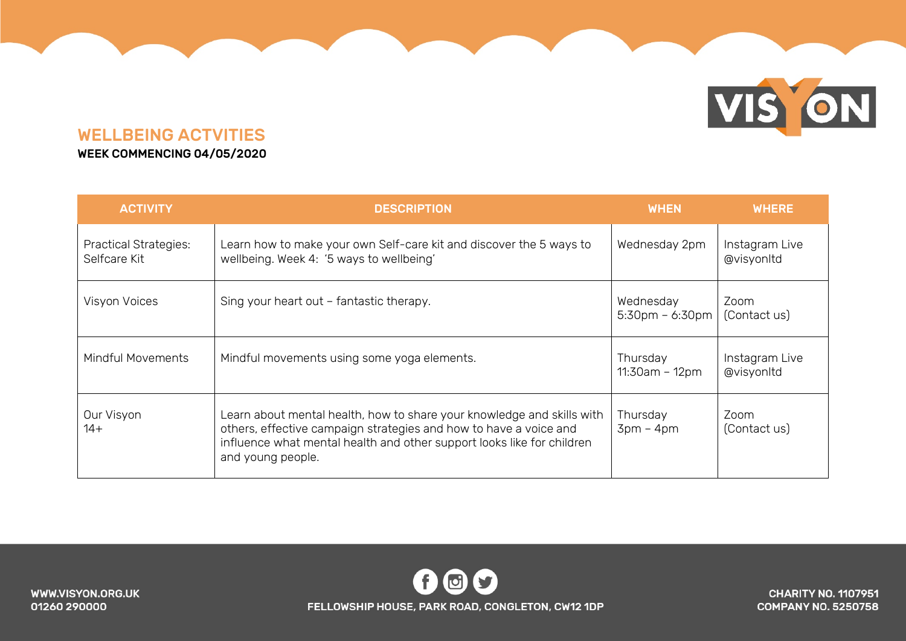## WELLBEING ACTVITIES

**WEEK COMMENCING 04/05/2020**

| ACTIVITY | DESCRIPTION | WHEN | WHERE |
|---|---|---|---|
| Practical Strategies: Selfcare Kit | Learn how to make your own Self-care kit and discover the 5 ways to wellbeing. Week 4: '5 ways to wellbeing' | Wednesday 2pm | Instagram Live @visyonltd |
| Visyon Voices | Sing your heart out – fantastic therapy. | Wednesday 5:30pm – 6:30pm | Zoom (Contact us) |
| Mindful Movements | Mindful movements using some yoga elements. | Thursday 11:30am – 12pm | Instagram Live @visyonltd |
| Our Visyon 14+ | Learn about mental health, how to share your knowledge and skills with others, effective campaign strategies and how to have a voice and influence what mental health and other support looks like for children and young people. | Thursday 3pm – 4pm | Zoom (Contact us) |

**WWW.VISYON.ORG.UK**
**01260 290000**

**FELLOWSHIP HOUSE, PARK ROAD, CONGLETON, CW12 1DP**

**CHARITY NO. 1107951**
**COMPANY NO. 5250758**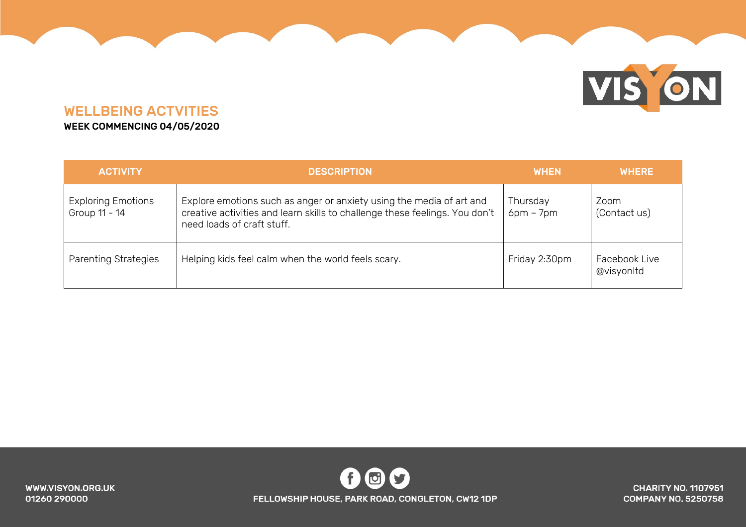## WELLBEING ACTVITIES

**WEEK COMMENCING 04/05/2020**

| ACTIVITY | DESCRIPTION | WHEN | WHERE |
|---|---|---|---|
| Exploring Emotions Group 11 - 14 | Explore emotions such as anger or anxiety using the media of art and creative activities and learn skills to challenge these feelings. You don't need loads of craft stuff. | Thursday 6pm – 7pm | Zoom (Contact us) |
| Parenting Strategies | Helping kids feel calm when the world feels scary. | Friday 2:30pm | Facebook Live @visyonltd |

WWW.VISYON.ORG.UK
01260 290000

FELLOWSHIP HOUSE, PARK ROAD, CONGLETON, CW12 1DP

CHARITY NO. 1107951
COMPANY NO. 5250758